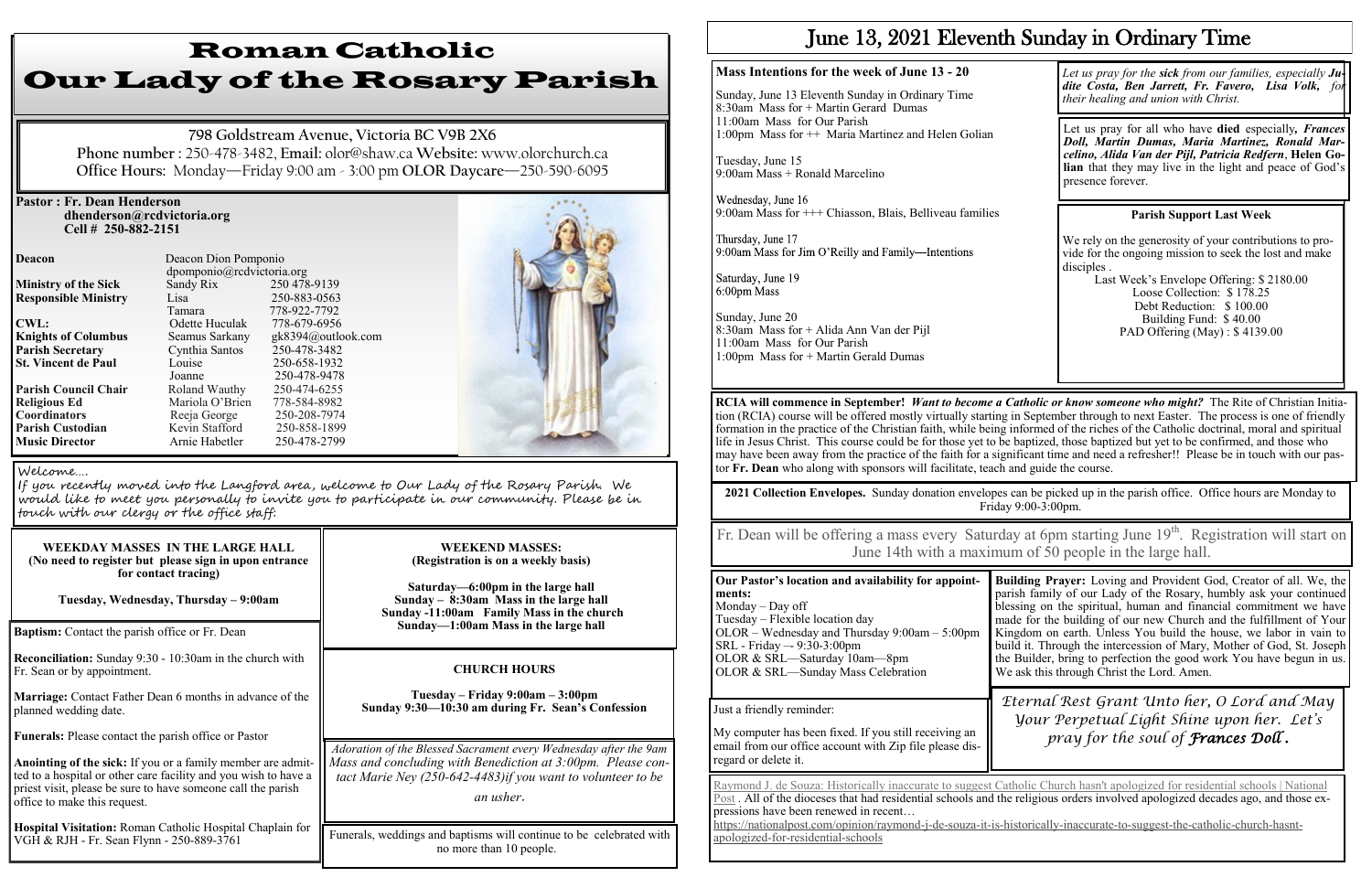# Roman Catholic
# Our Lady of the Rosary Parish

**798 Goldstream Avenue, Victoria BC V9B 2X6**
**Phone number** : 250-478-3482, **Email:** olor@shaw.ca **Website:** www.olorchurch.ca
**Office Hours:** Monday—Friday 9:00 am - 3:00 pm **OLOR Daycare**—250-590-6095

**Pastor : Fr. Dean Henderson**
**dhenderson@rcdvictoria.org**
**Cell # 250-882-2151**

| | | |
|---|---|---|
| **Deacon** | Deacon Dion Pomponio dpomponio@rcdvictoria.org | |
| **Ministry of the Sick** | Sandy Rix | 250 478-9139 |
| **Responsible Ministry** | Lisa | 250-883-0563 |
| | Tamara | 778-922-7792 |
| **CWL:** | Odette Huculak | 778-679-6956 |
| **Knights of Columbus** | Seamus Sarkany | gk8394@outlook.com |
| **Parish Secretary** | Cynthia Santos | 250-478-3482 |
| **St. Vincent de Paul** | Louise | 250-658-1932 |
| | Joanne | 250-478-9478 |
| **Parish Council Chair** | Roland Wauthy | 250-474-6255 |
| **Religious Ed Coordinators** | Mariola O'Brien | 778-584-8982 |
| | Reeja George | 250-208-7974 |
| **Parish Custodian** | Kevin Stafford | 250-858-1899 |
| **Music Director** | Arnie Habetler | 250-478-2799 |

Welcome….
If you recently moved into the Langford area, welcome to Our Lady of the Rosary Parish. We would like to meet you personally to invite you to participate in our community. Please be in touch with our clergy or the office staff.

**WEEKDAY MASSES IN THE LARGE HALL**
**(No need to register but please sign in upon entrance for contact tracing)**

**Tuesday, Wednesday, Thursday – 9:00am**

**Baptism:** Contact the parish office or Fr. Dean

**Reconciliation:** Sunday 9:30 - 10:30am in the church with Fr. Sean or by appointment.

**Marriage:** Contact Father Dean 6 months in advance of the planned wedding date.

**Funerals:** Please contact the parish office or Pastor

**Anointing of the sick:** If you or a family member are admitted to a hospital or other care facility and you wish to have a priest visit, please be sure to have someone call the parish office to make this request.

**Hospital Visitation:** Roman Catholic Hospital Chaplain for VGH & RJH - Fr. Sean Flynn - 250-889-3761

**WEEKEND MASSES:**
**(Registration is on a weekly basis)**

**Saturday—6:00pm in the large hall**
**Sunday – 8:30am Mass in the large hall**
**Sunday -11:00am Family Mass in the church**
**Sunday—1:00am Mass in the large hall**

**CHURCH HOURS**

**Tuesday – Friday 9:00am – 3:00pm**
**Sunday 9:30—10:30 am during Fr. Sean's Confession**

*Adoration of the Blessed Sacrament every Wednesday after the 9am Mass and concluding with Benediction at 3:00pm. Please contact Marie Ney (250-642-4483)if you want to volunteer to be an usher.*

Funerals, weddings and baptisms will continue to be celebrated with no more than 10 people.

# June 13, 2021 Eleventh Sunday in Ordinary Time

**Mass Intentions for the week of June 13 - 20**

Sunday, June 13 Eleventh Sunday in Ordinary Time
8:30am Mass for + Martin Gerard Dumas
11:00am Mass for Our Parish
1:00pm Mass for ++ Maria Martinez and Helen Golian

Tuesday, June 15
9:00am Mass + Ronald Marcelino

Wednesday, June 16
9:00am Mass for +++ Chiasson, Blais, Belliveau families

Thursday, June 17
9:00am Mass for Jim O'Reilly and Family—Intentions

Saturday, June 19
6:00pm Mass

Sunday, June 20
8:30am Mass for + Alida Ann Van der Pijl
11:00am Mass for Our Parish
1:00pm Mass for + Martin Gerald Dumas

*Let us pray for the **sick** from our families, especially **Judite Costa, Ben Jarrett, Fr. Favero, Lisa Volk,** for their healing and union with Christ.*

Let us pray for all who have **died** especially*, **Frances Doll, Martin Dumas, Maria Martinez, Ronald Marcelino, Alida Van der Pijl, Patricia Redfern***, **Helen Golian** that they may live in the light and peace of God's presence forever.

**Parish Support Last Week**

We rely on the generosity of your contributions to provide for the ongoing mission to seek the lost and make disciples .

Last Week's Envelope Offering: $ 2180.00
Loose Collection: $ 178.25
Debt Reduction: $ 100.00
Building Fund: $ 40.00
PAD Offering (May) : $ 4139.00

**RCIA will commence in September!** ***Want to become a Catholic or know someone who might?*** The Rite of Christian Initiation (RCIA) course will be offered mostly virtually starting in September through to next Easter. The process is one of friendly formation in the practice of the Christian faith, while being informed of the riches of the Catholic doctrinal, moral and spiritual life in Jesus Christ. This course could be for those yet to be baptized, those baptized but yet to be confirmed, and those who may have been away from the practice of the faith for a significant time and need a refresher!! Please be in touch with our pastor **Fr. Dean** who along with sponsors will facilitate, teach and guide the course.

**2021 Collection Envelopes.** Sunday donation envelopes can be picked up in the parish office. Office hours are Monday to Friday 9:00-3:00pm.

Fr. Dean will be offering a mass every Saturday at 6pm starting June 19th. Registration will start on June 14th with a maximum of 50 people in the large hall.

**Our Pastor's location and availability for appointments:**
Monday – Day off
Tuesday – Flexible location day
OLOR – Wednesday and Thursday 9:00am – 5:00pm
SRL - Friday –- 9:30-3:00pm
OLOR & SRL—Saturday 10am—8pm
OLOR & SRL—Sunday Mass Celebration

Just a friendly reminder:

My computer has been fixed. If you still receiving an email from our office account with Zip file please disregard or delete it.

**Building Prayer:** Loving and Provident God, Creator of all. We, the parish family of our Lady of the Rosary, humbly ask your continued blessing on the spiritual, human and financial commitment we have made for the building of our new Church and the fulfillment of Your Kingdom on earth. Unless You build the house, we labor in vain to build it. Through the intercession of Mary, Mother of God, St. Joseph the Builder, bring to perfection the good work You have begun in us. We ask this through Christ the Lord. Amen.

*Eternal Rest Grant Unto her, O Lord and May Your Perpetual Light Shine upon her. Let's pray for the soul of **Frances Doll**.*

Raymond J. de Souza: Historically inaccurate to suggest Catholic Church hasn't apologized for residential schools | National Post . All of the dioceses that had residential schools and the religious orders involved apologized decades ago, and those expressions have been renewed in recent…
https://nationalpost.com/opinion/raymond-j-de-souza-it-is-historically-inaccurate-to-suggest-the-catholic-church-hasnt-apologized-for-residential-schools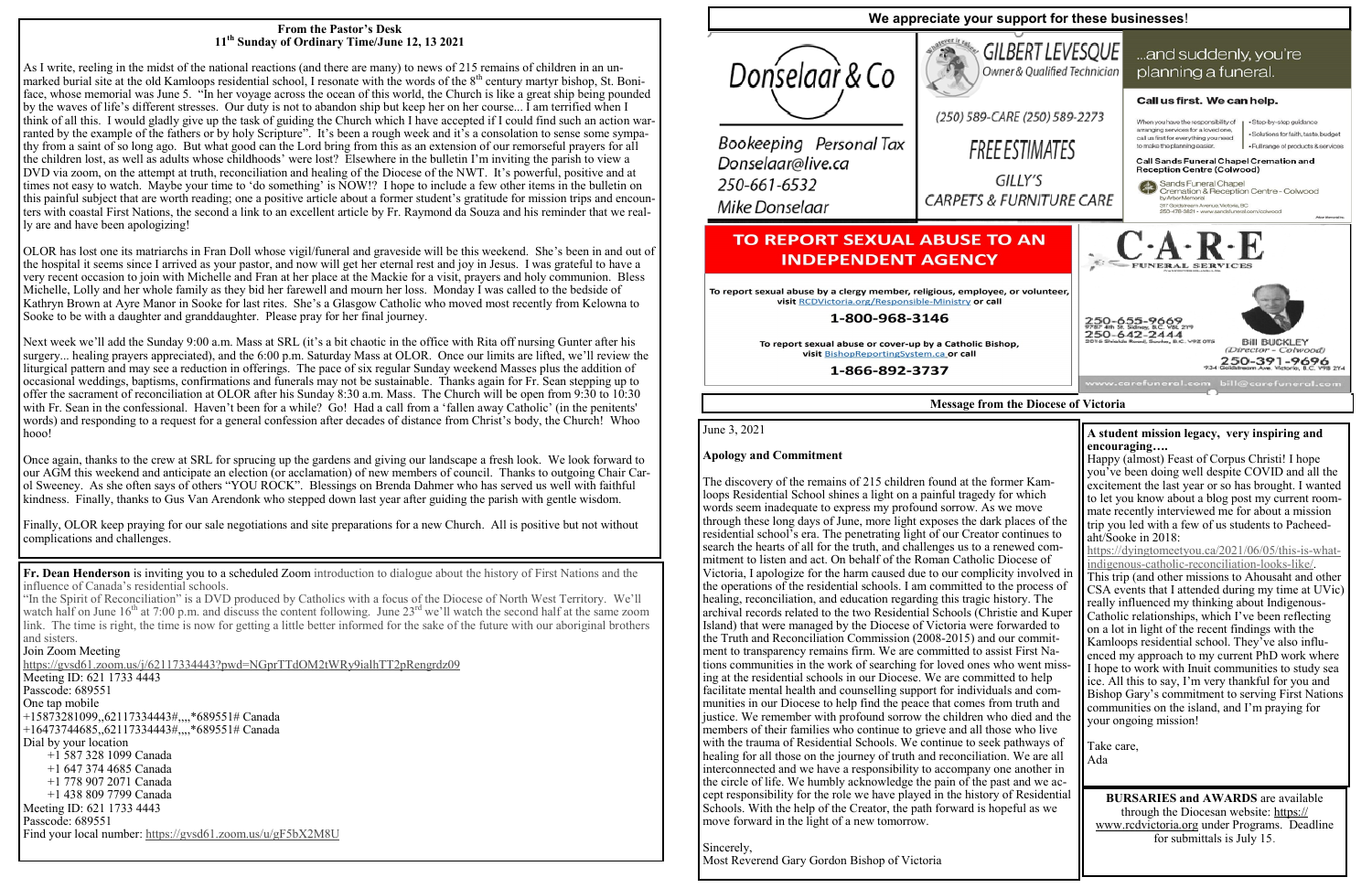## From the Pastor's Desk

### 11th Sunday of Ordinary Time/June 12, 13 2021

As I write, reeling in the midst of the national reactions (and there are many) to news of 215 remains of children in an unmarked burial site at the old Kamloops residential school, I resonate with the words of the 8th century martyr bishop, St. Boniface, whose memorial was June 5. "In her voyage across the ocean of this world, the Church is like a great ship being pounded by the waves of life's different stresses. Our duty is not to abandon ship but keep her on her course... I am terrified when I think of all this. I would gladly give up the task of guiding the Church which I have accepted if I could find such an action warranted by the example of the fathers or by holy Scripture". It's been a rough week and it's a consolation to sense some sympathy from a saint of so long ago. But what good can the Lord bring from this as an extension of our remorseful prayers for all the children lost, as well as adults whose childhoods' were lost? Elsewhere in the bulletin I'm inviting the parish to view a DVD via zoom, on the attempt at truth, reconciliation and healing of the Diocese of the NWT. It's powerful, positive and at times not easy to watch. Maybe your time to 'do something' is NOW!? I hope to include a few other items in the bulletin on this painful subject that are worth reading; one a positive article about a former student's gratitude for mission trips and encounters with coastal First Nations, the second a link to an excellent article by Fr. Raymond da Souza and his reminder that we really are and have been apologizing!

OLOR has lost one its matriarchs in Fran Doll whose vigil/funeral and graveside will be this weekend. She's been in and out of the hospital it seems since I arrived as your pastor, and now will get her eternal rest and joy in Jesus. I was grateful to have a very recent occasion to join with Michelle and Fran at her place at the Mackie for a visit, prayers and holy communion. Bless Michelle, Lolly and her whole family as they bid her farewell and mourn her loss. Monday I was called to the bedside of Kathryn Brown at Ayre Manor in Sooke for last rites. She's a Glasgow Catholic who moved most recently from Kelowna to Sooke to be with a daughter and granddaughter. Please pray for her final journey.

Next week we'll add the Sunday 9:00 a.m. Mass at SRL (it's a bit chaotic in the office with Rita off nursing Gunter after his surgery... healing prayers appreciated), and the 6:00 p.m. Saturday Mass at OLOR. Once our limits are lifted, we'll review the liturgical pattern and may see a reduction in offerings. The pace of six regular Sunday weekend Masses plus the addition of occasional weddings, baptisms, confirmations and funerals may not be sustainable. Thanks again for Fr. Sean stepping up to offer the sacrament of reconciliation at OLOR after his Sunday 8:30 a.m. Mass. The Church will be open from 9:30 to 10:30 with Fr. Sean in the confessional. Haven't been for a while? Go! Had a call from a 'fallen away Catholic' (in the penitents' words) and responding to a request for a general confession after decades of distance from Christ's body, the Church! Whoo hooo!

Once again, thanks to the crew at SRL for sprucing up the gardens and giving our landscape a fresh look. We look forward to our AGM this weekend and anticipate an election (or acclamation) of new members of council. Thanks to outgoing Chair Carol Sweeney. As she often says of others "YOU ROCK". Blessings on Brenda Dahmer who has served us well with faithful kindness. Finally, thanks to Gus Van Arendonk who stepped down last year after guiding the parish with gentle wisdom.

Finally, OLOR keep praying for our sale negotiations and site preparations for a new Church. All is positive but not without complications and challenges.

---

**Fr. Dean Henderson** is inviting you to a scheduled Zoom introduction to dialogue about the history of First Nations and the influence of Canada's residential schools.

"In the Spirit of Reconciliation" is a DVD produced by Catholics with a focus of the Diocese of North West Territory. We'll watch half on June 16th at 7:00 p.m. and discuss the content following. June 23rd we'll watch the second half at the same zoom link. The time is right, the time is now for getting a little better informed for the sake of the future with our aboriginal brothers and sisters.

Join Zoom Meeting
https://gvsd61.zoom.us/j/62117334443?pwd=NGprTTdOM2tWRy9ialhTT2pRengrdz09
Meeting ID: 621 1733 4443
Passcode: 689551
One tap mobile
+15873281099,,62117334443#,,,,*689551# Canada
+16473744685,,62117334443#,,,,*689551# Canada
Dial by your location
+1 587 328 1099 Canada
+1 647 374 4685 Canada
+1 778 907 2071 Canada
+1 438 809 7799 Canada
Meeting ID: 621 1733 4443
Passcode: 689551
Find your local number: https://gvsd61.zoom.us/u/gF5bX2M8U

---

## We appreciate your support for these businesses!

**Donselaar & Co**
Bookeeping Personal Tax
Donselaar@live.ca
250-661-6532
Mike Donselaar

**GILBERT LEVESQUE**
Owner & Qualified Technician
(250) 589-CARE (250) 589-2273
FREE ESTIMATES
GILLY'S CARPETS & FURNITURE CARE

...and suddenly, you're planning a funeral.
**Call us first. We can help.**
When you have the responsibility of arranging services for a loved one, call us first for everything you need to make the planning easier.
• Step-by-step guidance
• Solutions for faith, taste, budget
• Full range of products & services
**Call Sands Funeral Chapel Cremation and Reception Centre (Colwood)**
Sands Funeral Chapel Cremation & Reception Centre - Colwood
by Arbor Memorial
317 Goldstream Avenue, Victoria, BC
250-478-3821 • www.sandsfuneral.com/colwood

**TO REPORT SEXUAL ABUSE TO AN INDEPENDENT AGENCY**

To report sexual abuse by a clergy member, religious, employee, or volunteer, visit RCDVictoria.org/Responsible-Ministry or call
**1-800-968-3146**

To report sexual abuse or cover-up by a Catholic Bishop, visit BishopReportingSystem.ca or call
**1-866-892-3737**

**C·A·R·E FUNERAL SERVICES**
250-655-9669
9787 4th St. Sidney, B.C. V8L 2Y9
250-642-2444
2016 Shields Road, Sooke, B.C. V9Z 0T6
Bill BUCKLEY
(Director – Colwood)
250-391-9696
934 Goldstream Ave. Victoria, B.C. V9B 2Y4
www.carefuneral.com bill@carefuneral.com

---

## Message from the Diocese of Victoria

June 3, 2021

**Apology and Commitment**

The discovery of the remains of 215 children found at the former Kamloops Residential School shines a light on a painful tragedy for which words seem inadequate to express my profound sorrow. As we move through these long days of June, more light exposes the dark places of the residential school's era. The penetrating light of our Creator continues to search the hearts of all for the truth, and challenges us to a renewed commitment to listen and act. On behalf of the Roman Catholic Diocese of Victoria, I apologize for the harm caused due to our complicity involved in the operations of the residential schools. I am committed to the process of healing, reconciliation, and education regarding this tragic history. The archival records related to the two Residential Schools (Christie and Kuper Island) that were managed by the Diocese of Victoria were forwarded to the Truth and Reconciliation Commission (2008-2015) and our commitment to transparency remains firm. We are committed to assist First Nations communities in the work of searching for loved ones who went missing at the residential schools in our Diocese. We are committed to help facilitate mental health and counselling support for individuals and communities in our Diocese to help find the peace that comes from truth and justice. We remember with profound sorrow the children who died and the members of their families who continue to grieve and all those who live with the trauma of Residential Schools. We continue to seek pathways of healing for all those on the journey of truth and reconciliation. We are all interconnected and we have a responsibility to accompany one another in the circle of life. We humbly acknowledge the pain of the past and we accept responsibility for the role we have played in the history of Residential Schools. With the help of the Creator, the path forward is hopeful as we move forward in the light of a new tomorrow.

Sincerely,
Most Reverend Gary Gordon Bishop of Victoria

---

**A student mission legacy, very inspiring and encouraging….**

Happy (almost) Feast of Corpus Christi! I hope you've been doing well despite COVID and all the excitement the last year or so has brought. I wanted to let you know about a blog post my current roommate recently interviewed me for about a mission trip you led with a few of us students to Pacheedaht/Sooke in 2018:
https://dyingtomeetyou.ca/2021/06/05/this-is-what-indigenous-catholic-reconciliation-looks-like/.
This trip (and other missions to Ahousaht and other CSA events that I attended during my time at UVic) really influenced my thinking about Indigenous-Catholic relationships, which I've been reflecting on a lot in light of the recent findings with the Kamloops residential school. They've also influenced my approach to my current PhD work where I hope to work with Inuit communities to study sea ice. All this to say, I'm very thankful for you and Bishop Gary's commitment to serving First Nations communities on the island, and I'm praying for your ongoing mission!

Take care,
Ada

---

**BURSARIES and AWARDS** are available through the Diocesan website: https://www.rcdvictoria.org under Programs. Deadline for submittals is July 15.